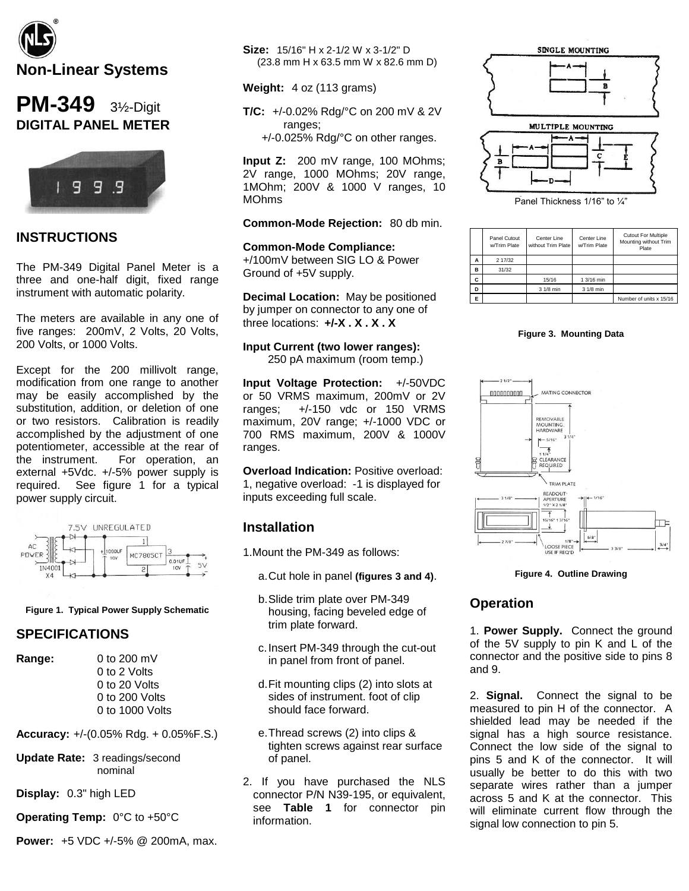# Non-Linear Systems

## PM-349 3½-Digit DIGITAL PANEL METER

## INSTRUCTIONS

The PM-349 Digital Panel Meter is a three and one-half digit, fixed range instrument with automatic polarity.

The meters are available in any one of five ranges: 200mV, 2 Volts, 20 Volts, 200 Volts, or 1000 Volts.

Except for the 200 millivolt range, modification from one range to another may be easily accomplished by the substitution, addition, or deletion of one or two resistors. Calibration is readily accomplished by the adjustment of one potentiometer, accessible at the rear of the instrument. For operation, an external +5Vdc. +/-5% power supply is required. See figure 1 for a typical power supply circuit.

**Figure 1. Typical Power Supply Schematic**

## SPECIFICATIONS

**Range:** 0 to 200 mV
0 to 2 Volts
0 to 20 Volts
0 to 200 Volts
0 to 1000 Volts

**Accuracy:** +/-(0.05% Rdg. + 0.05%F.S.)

**Update Rate:** 3 readings/second nominal

**Display:** 0.3" high LED

**Operating Temp:** 0°C to +50°C

**Power:** +5 VDC +/-5% @ 200mA, max.

**Size:** 15/16" H x 2-1/2 W x 3-1/2" D (23.8 mm H x 63.5 mm W x 82.6 mm D)

**Weight:** 4 oz (113 grams)

**T/C:** +/-0.02% Rdg/°C on 200 mV & 2V ranges;
+/-0.025% Rdg/°C on other ranges.

**Input Z:** 200 mV range, 100 MOhms; 2V range, 1000 MOhms; 20V range, 1MOhm; 200V & 1000 V ranges, 10 MOhms

**Common-Mode Rejection:** 80 db min.

**Common-Mode Compliance:** +/100mV between SIG LO & Power Ground of +5V supply.

**Decimal Location:** May be positioned by jumper on connector to any one of three locations: **+/-X . X . X . X**

**Input Current (two lower ranges):** 250 pA maximum (room temp.)

**Input Voltage Protection:** +/-50VDC or 50 VRMS maximum, 200mV or 2V ranges; +/-150 vdc or 150 VRMS maximum, 20V range; +/-1000 VDC or 700 RMS maximum, 200V & 1000V ranges.

**Overload Indication:** Positive overload: 1, negative overload: -1 is displayed for inputs exceeding full scale.

## Installation

1. Mount the PM-349 as follows:

   a. Cut hole in panel **(figures 3 and 4)**.

   b. Slide trim plate over PM-349 housing, facing beveled edge of trim plate forward.

   c. Insert PM-349 through the cut-out in panel from front of panel.

   d. Fit mounting clips (2) into slots at sides of instrument. foot of clip should face forward.

   e. Thread screws (2) into clips & tighten screws against rear surface of panel.

2. If you have purchased the NLS connector P/N N39-195, or equivalent, see **Table 1** for connector pin information.

Panel Thickness 1/16" to ¼"

| | Panel Cutout w/Trim Plate | Center Line without Trim Plate | Center Line w/Trim Plate | Cutout For Multiple Mounting without Trim Plate |
|---|---|---|---|---|
| A | 2 17/32 | | | |
| B | 31/32 | | | |
| C | | 15/16 | 1 3/16 min | |
| D | | 3 1/8 min | 3 1/8 min | |
| E | | | | Number of units x 15/16 |

**Figure 3. Mounting Data**

**Figure 4. Outline Drawing**

## Operation

1. **Power Supply.** Connect the ground of the 5V supply to pin K and L of the connector and the positive side to pins 8 and 9.

2. **Signal.** Connect the signal to be measured to pin H of the connector. A shielded lead may be needed if the signal has a high source resistance. Connect the low side of the signal to pins 5 and K of the connector. It will usually be better to do this with two separate wires rather than a jumper across 5 and K at the connector. This will eliminate current flow through the signal low connection to pin 5.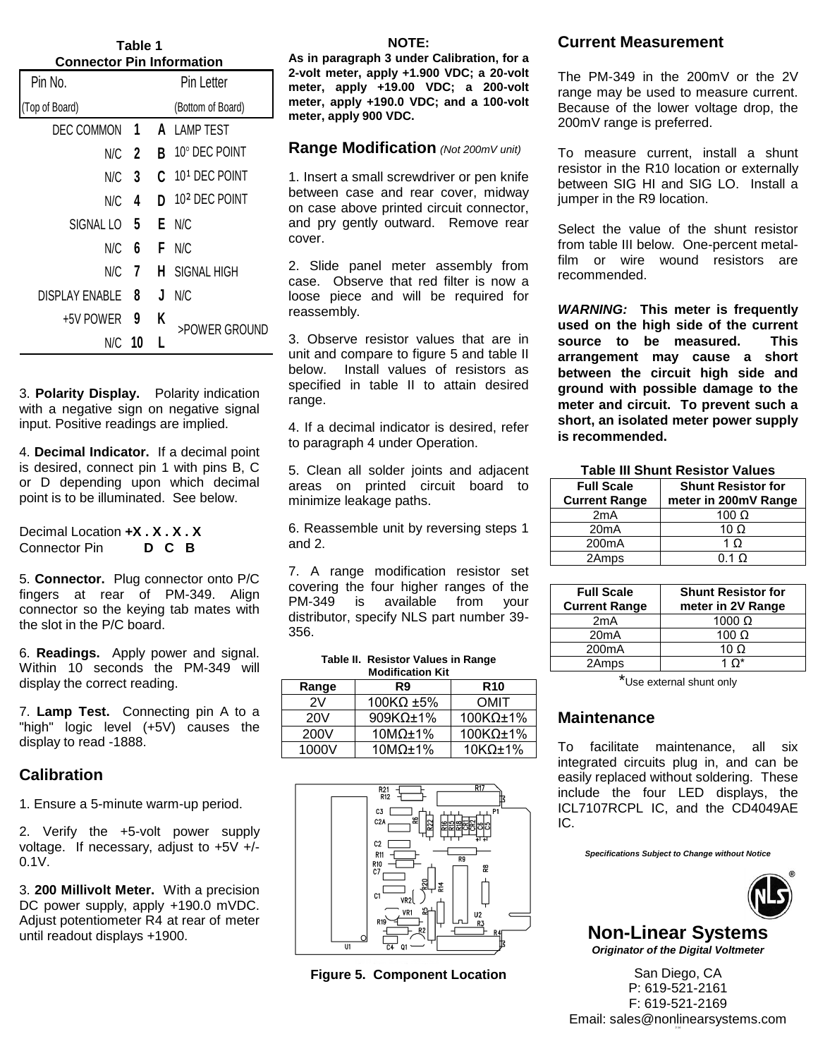**Table 1**
**Connector Pin Information**

| Pin No. (Top of Board) | | | Pin Letter (Bottom of Board) |
|---|---|---|---|
| DEC COMMON | 1 | A | LAMP TEST |
| N/C | 2 | B | $10^0$ DEC POINT |
| N/C | 3 | C | $10^1$ DEC POINT |
| N/C | 4 | D | $10^2$ DEC POINT |
| SIGNAL LO | 5 | E | N/C |
| N/C | 6 | F | N/C |
| N/C | 7 | H | SIGNAL HIGH |
| DISPLAY ENABLE | 8 | J | N/C |
| +5V POWER | 9 | K | >POWER GROUND |
| N/C | 10 | L | >POWER GROUND |

3. **Polarity Display.** Polarity indication with a negative sign on negative signal input. Positive readings are implied.

4. **Decimal Indicator.** If a decimal point is desired, connect pin 1 with pins B, C or D depending upon which decimal point is to be illuminated. See below.

Decimal Location **+X . X . X . X**
Connector Pin **D C B**

5. **Connector.** Plug connector onto P/C fingers at rear of PM-349. Align connector so the keying tab mates with the slot in the P/C board.

6. **Readings.** Apply power and signal. Within 10 seconds the PM-349 will display the correct reading.

7. **Lamp Test.** Connecting pin A to a "high" logic level (+5V) causes the display to read -1888.

## Calibration

1. Ensure a 5-minute warm-up period.

2. Verify the +5-volt power supply voltage. If necessary, adjust to +5V +/- 0.1V.

3. **200 Millivolt Meter.** With a precision DC power supply, apply +190.0 mVDC. Adjust potentiometer R4 at rear of meter until readout displays +1900.

**NOTE:**
**As in paragraph 3 under Calibration, for a 2-volt meter, apply +1.900 VDC; a 20-volt meter, apply +19.00 VDC; a 200-volt meter, apply +190.0 VDC; and a 100-volt meter, apply 900 VDC.**

## Range Modification *(Not 200mV unit)*

1. Insert a small screwdriver or pen knife between case and rear cover, midway on case above printed circuit connector, and pry gently outward. Remove rear cover.

2. Slide panel meter assembly from case. Observe that red filter is now a loose piece and will be required for reassembly.

3. Observe resistor values that are in unit and compare to figure 5 and table II below. Install values of resistors as specified in table II to attain desired range.

4. If a decimal indicator is desired, refer to paragraph 4 under Operation.

5. Clean all solder joints and adjacent areas on printed circuit board to minimize leakage paths.

6. Reassemble unit by reversing steps 1 and 2.

7. A range modification resistor set covering the four higher ranges of the PM-349 is available from your distributor, specify NLS part number 39-356.

**Table II. Resistor Values in Range Modification Kit**

| Range | R9 | R10 |
|---|---|---|
| 2V | 100KΩ ±5% | OMIT |
| 20V | 909KΩ±1% | 100KΩ±1% |
| 200V | 10MΩ±1% | 100KΩ±1% |
| 1000V | 10MΩ±1% | 10KΩ±1% |

R21
R12
R17
C3
C2A
R6
R16
R15
R18
CR1
CR2
C6
C5
P1
C2
R11
R10
C7
R9
R8
R20
R14
C1
VR2
VR1
R5
U2
R3
R19
R2
R4
U1
C4
Q1

**Figure 5. Component Location**

## Current Measurement

The PM-349 in the 200mV or the 2V range may be used to measure current. Because of the lower voltage drop, the 200mV range is preferred.

To measure current, install a shunt resistor in the R10 location or externally between SIG HI and SIG LO. Install a jumper in the R9 location.

Select the value of the shunt resistor from table III below. One-percent metal-film or wire wound resistors are recommended.

***WARNING:*** **This meter is frequently used on the high side of the current source to be measured. This arrangement may cause a short between the circuit high side and ground with possible damage to the meter and circuit. To prevent such a short, an isolated meter power supply is recommended.**

**Table III Shunt Resistor Values**

| Full Scale Current Range | Shunt Resistor for meter in 200mV Range |
|---|---|
| 2mA | 100 Ω |
| 20mA | 10 Ω |
| 200mA | 1 Ω |
| 2Amps | 0.1 Ω |

| Full Scale Current Range | Shunt Resistor for meter in 2V Range |
|---|---|
| 2mA | 1000 Ω |
| 20mA | 100 Ω |
| 200mA | 10 Ω |
| 2Amps | 1 Ω* |

*Use external shunt only

## Maintenance

To facilitate maintenance, all six integrated circuits plug in, and can be easily replaced without soldering. These include the four LED displays, the ICL7107RCPL IC, and the CD4049AE IC.

***Specifications Subject to Change without Notice***

**Non-Linear Systems**
***Originator of the Digital Voltmeter***

San Diego, CA
P: 619-521-2161
F: 619-521-2169
Email: sales@nonlinearsystems.com